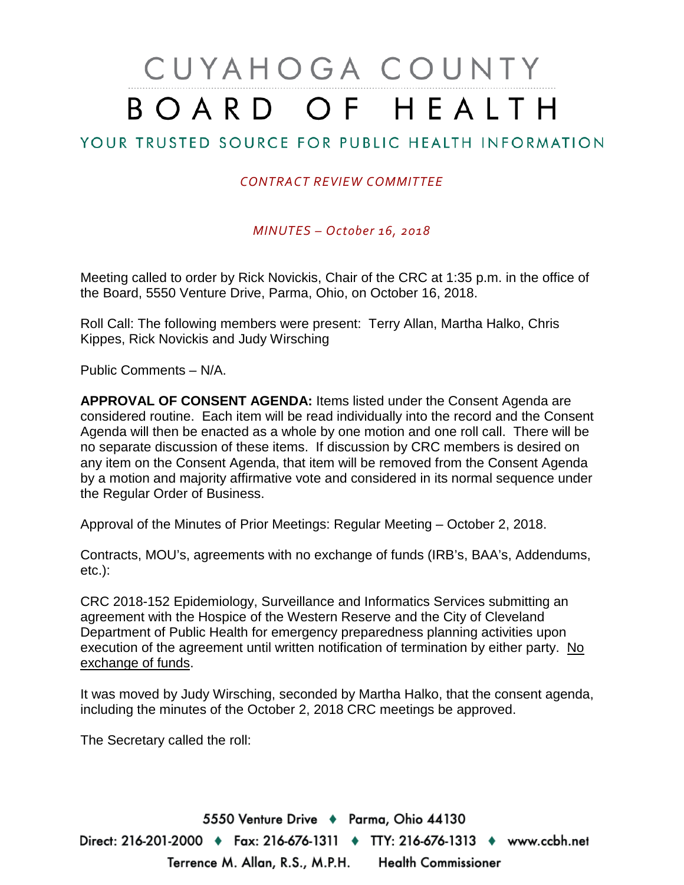# CUYAHOGA COUNTY BOARD OF HEALTH

## YOUR TRUSTED SOURCE FOR PUBLIC HEALTH INFORMATION

*CONTRACT REVIEW COMMITTEE*

*MINUTES – October 16, 2018*

Meeting called to order by Rick Novickis, Chair of the CRC at 1:35 p.m. in the office of the Board, 5550 Venture Drive, Parma, Ohio, on October 16, 2018.

Roll Call: The following members were present: Terry Allan, Martha Halko, Chris Kippes, Rick Novickis and Judy Wirsching

Public Comments – N/A.

**APPROVAL OF CONSENT AGENDA:** Items listed under the Consent Agenda are considered routine. Each item will be read individually into the record and the Consent Agenda will then be enacted as a whole by one motion and one roll call. There will be no separate discussion of these items. If discussion by CRC members is desired on any item on the Consent Agenda, that item will be removed from the Consent Agenda by a motion and majority affirmative vote and considered in its normal sequence under the Regular Order of Business.

Approval of the Minutes of Prior Meetings: Regular Meeting – October 2, 2018.

Contracts, MOU's, agreements with no exchange of funds (IRB's, BAA's, Addendums, etc.):

CRC 2018-152 Epidemiology, Surveillance and Informatics Services submitting an agreement with the Hospice of the Western Reserve and the City of Cleveland Department of Public Health for emergency preparedness planning activities upon execution of the agreement until written notification of termination by either party. No exchange of funds.

It was moved by Judy Wirsching, seconded by Martha Halko, that the consent agenda, including the minutes of the October 2, 2018 CRC meetings be approved.

The Secretary called the roll: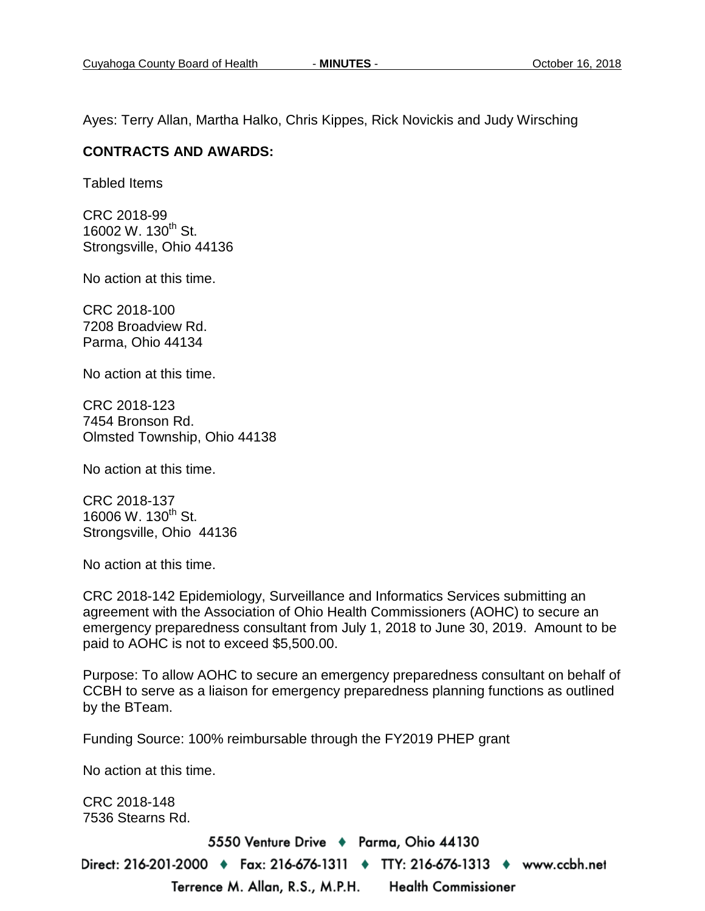Ayes: Terry Allan, Martha Halko, Chris Kippes, Rick Novickis and Judy Wirsching

**CONTRACTS AND AWARDS:**

Tabled Items

CRC 2018-99
16002 W. 130th St.
Strongsville, Ohio 44136

No action at this time.

CRC 2018-100
7208 Broadview Rd.
Parma, Ohio 44134

No action at this time.

CRC 2018-123
7454 Bronson Rd.
Olmsted Township, Ohio 44138

No action at this time.

CRC 2018-137
16006 W. 130th St.
Strongsville, Ohio 44136

No action at this time.

CRC 2018-142 Epidemiology, Surveillance and Informatics Services submitting an agreement with the Association of Ohio Health Commissioners (AOHC) to secure an emergency preparedness consultant from July 1, 2018 to June 30, 2019. Amount to be paid to AOHC is not to exceed $5,500.00.

Purpose: To allow AOHC to secure an emergency preparedness consultant on behalf of CCBH to serve as a liaison for emergency preparedness planning functions as outlined by the BTeam.

Funding Source: 100% reimbursable through the FY2019 PHEP grant

No action at this time.

CRC 2018-148
7536 Stearns Rd.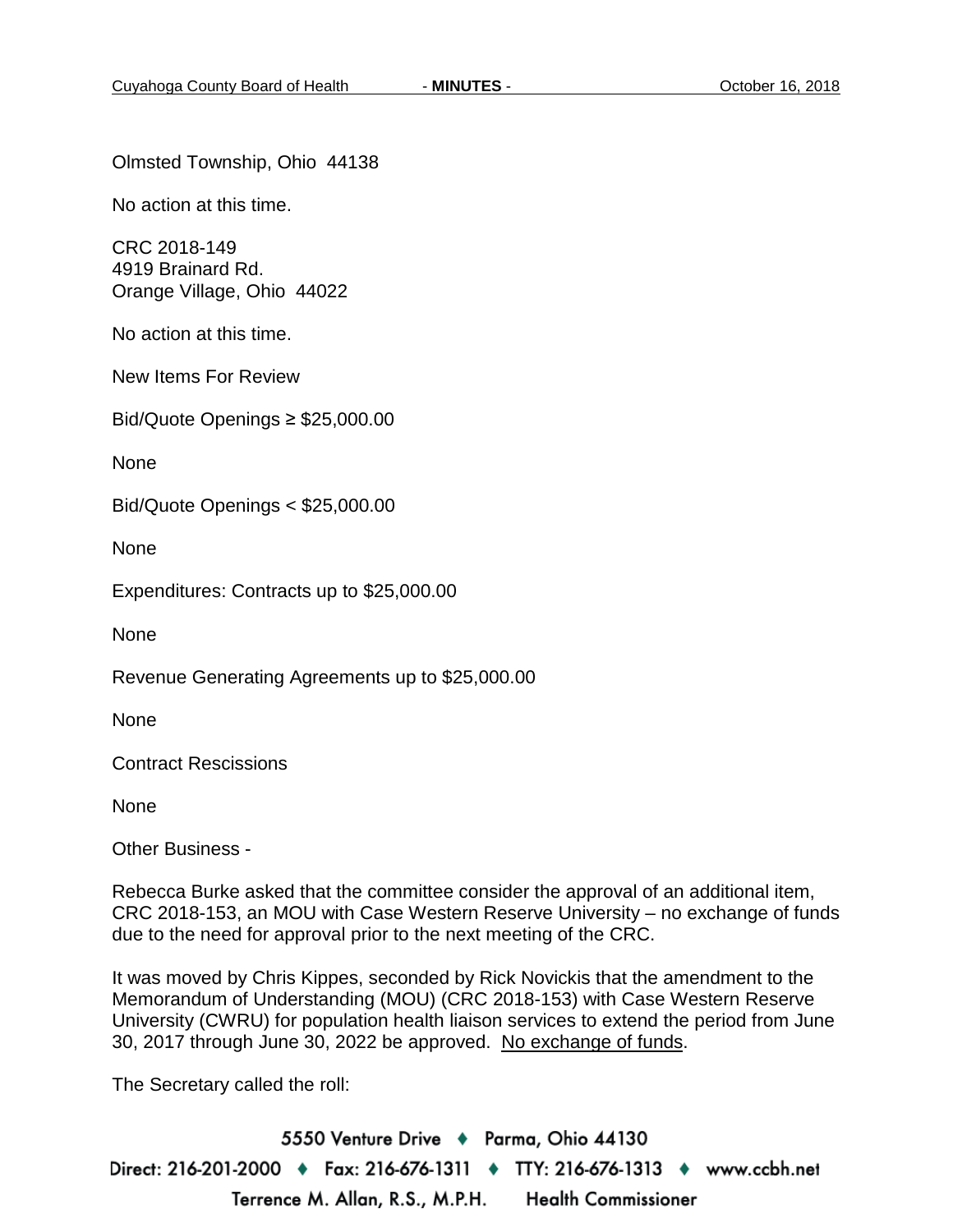Olmsted Township, Ohio  44138

No action at this time.

CRC 2018-149
4919 Brainard Rd.
Orange Village, Ohio  44022

No action at this time.

New Items For Review

Bid/Quote Openings ≥ $25,000.00

None

Bid/Quote Openings < $25,000.00

None

Expenditures: Contracts up to $25,000.00

None

Revenue Generating Agreements up to $25,000.00

None

Contract Rescissions

None

Other Business -

Rebecca Burke asked that the committee consider the approval of an additional item, CRC 2018-153, an MOU with Case Western Reserve University – no exchange of funds due to the need for approval prior to the next meeting of the CRC.

It was moved by Chris Kippes, seconded by Rick Novickis that the amendment to the Memorandum of Understanding (MOU) (CRC 2018-153) with Case Western Reserve University (CWRU) for population health liaison services to extend the period from June 30, 2017 through June 30, 2022 be approved. No exchange of funds.

The Secretary called the roll: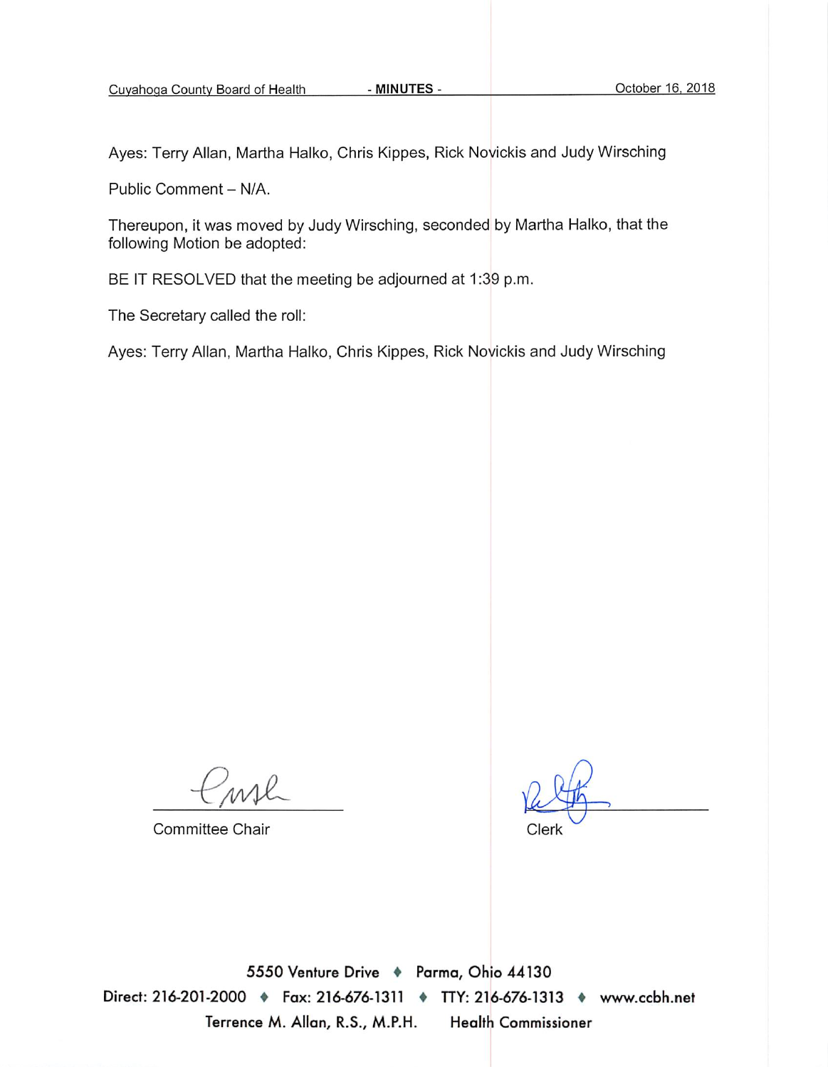Ayes: Terry Allan, Martha Halko, Chris Kippes, Rick Novickis and Judy Wirsching

Public Comment – N/A.

Thereupon, it was moved by Judy Wirsching, seconded by Martha Halko, that the following Motion be adopted:

BE IT RESOLVED that the meeting be adjourned at 1:39 p.m.

The Secretary called the roll:

Ayes: Terry Allan, Martha Halko, Chris Kippes, Rick Novickis and Judy Wirsching

Committee Chair

Clerk

5550 Venture Drive ♦ Parma, Ohio 44130

Direct: 216-201-2000 ♦ Fax: 216-676-1311 ♦ TTY: 216-676-1313 ♦ www.ccbh.net

Terrence M. Allan, R.S., M.P.H. Health Commissioner